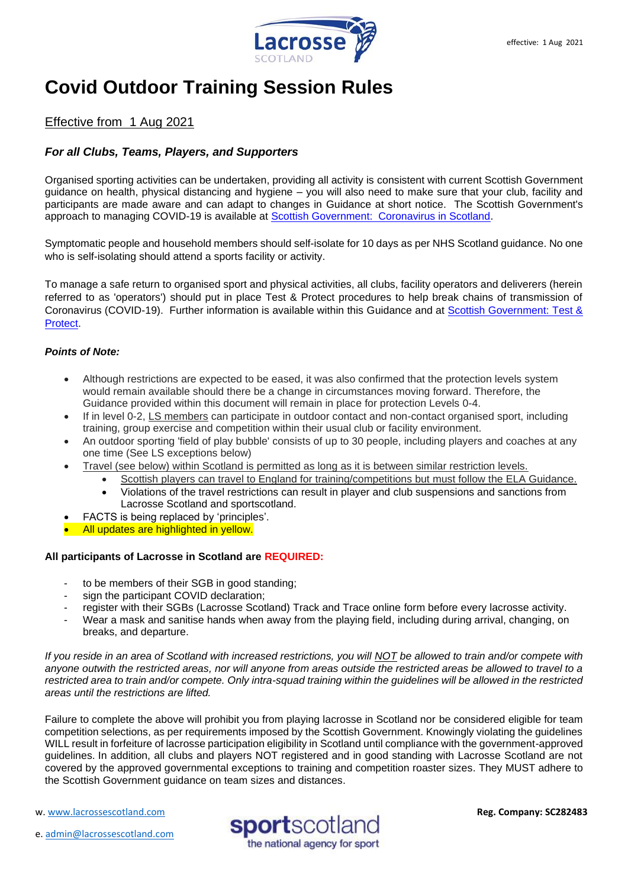effective: 1 Aug 2021

# Covid Outdoor Training Session Rules

Effective from 1 Aug 2021

### *For all Clubs, Teams, Players, and Supporters*

Organised sporting activities can be undertaken, providing all activity is consistent with current Scottish Government guidance on health, physical distancing and hygiene – you will also need to make sure that your club, facility and participants are made aware and can adapt to changes in Guidance at short notice. The Scottish Government's approach to managing COVID-19 is available at [Scottish Government: Coronavirus in Scotland](#).

Symptomatic people and household members should self-isolate for 10 days as per NHS Scotland guidance. No one who is self-isolating should attend a sports facility or activity.

To manage a safe return to organised sport and physical activities, all clubs, facility operators and deliverers (herein referred to as 'operators') should put in place Test & Protect procedures to help break chains of transmission of Coronavirus (COVID-19). Further information is available within this Guidance and at [Scottish Government: Test & Protect](#).

***Points of Note:***

- Although restrictions are expected to be eased, it was also confirmed that the protection levels system would remain available should there be a change in circumstances moving forward. Therefore, the Guidance provided within this document will remain in place for protection Levels 0-4.
- If in level 0-2, LS members can participate in outdoor contact and non-contact organised sport, including training, group exercise and competition within their usual club or facility environment.
- An outdoor sporting 'field of play bubble' consists of up to 30 people, including players and coaches at any one time (See LS exceptions below)
- Travel (see below) within Scotland is permitted as long as it is between similar restriction levels.
    - Scottish players can travel to England for training/competitions but must follow the ELA Guidance.
    - Violations of the travel restrictions can result in player and club suspensions and sanctions from Lacrosse Scotland and sportscotland.
- FACTS is being replaced by 'principles'.
- All updates are highlighted in yellow.

**All participants of Lacrosse in Scotland are REQUIRED:**

- to be members of their SGB in good standing;
- sign the participant COVID declaration;
- register with their SGBs (Lacrosse Scotland) Track and Trace online form before every lacrosse activity.
- Wear a mask and sanitise hands when away from the playing field, including during arrival, changing, on breaks, and departure.

*If you reside in an area of Scotland with increased restrictions, you will NOT be allowed to train and/or compete with anyone outwith the restricted areas, nor will anyone from areas outside the restricted areas be allowed to travel to a restricted area to train and/or compete. Only intra-squad training within the guidelines will be allowed in the restricted areas until the restrictions are lifted.*

Failure to complete the above will prohibit you from playing lacrosse in Scotland nor be considered eligible for team competition selections, as per requirements imposed by the Scottish Government. Knowingly violating the guidelines WILL result in forfeiture of lacrosse participation eligibility in Scotland until compliance with the government-approved guidelines. In addition, all clubs and players NOT registered and in good standing with Lacrosse Scotland are not covered by the approved governmental exceptions to training and competition roaster sizes. They MUST adhere to the Scottish Government guidance on team sizes and distances.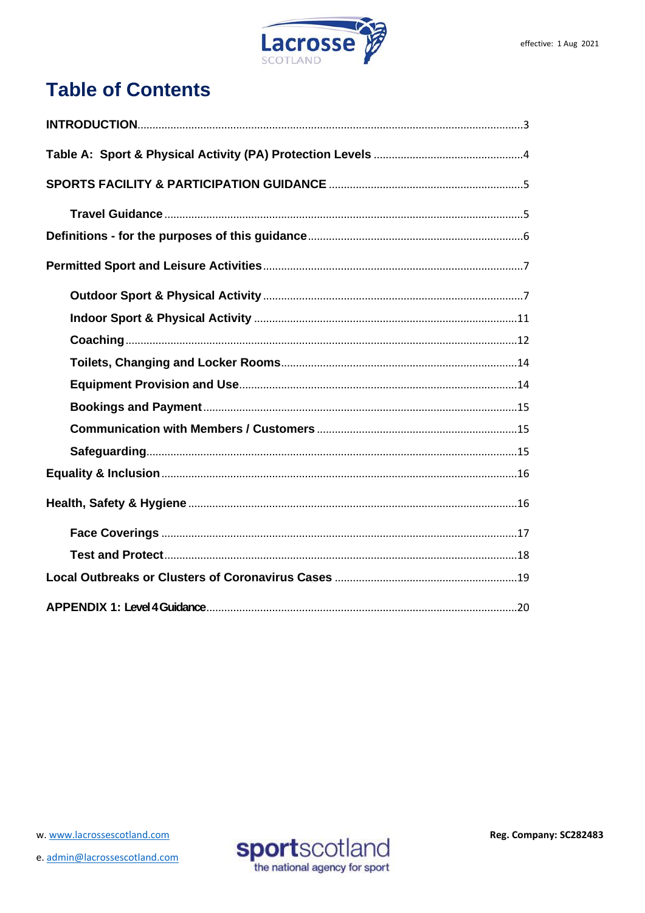# Table of Contents

INTRODUCTION .......... 3

Table A: Sport & Physical Activity (PA) Protection Levels .......... 4

SPORTS FACILITY & PARTICIPATION GUIDANCE .......... 5

- Travel Guidance .......... 5

Definitions - for the purposes of this guidance .......... 6

Permitted Sport and Leisure Activities .......... 7

- Outdoor Sport & Physical Activity .......... 7
- Indoor Sport & Physical Activity .......... 11
- Coaching .......... 12
- Toilets, Changing and Locker Rooms .......... 14
- Equipment Provision and Use .......... 14
- Bookings and Payment .......... 15
- Communication with Members / Customers .......... 15
- Safeguarding .......... 15

Equality & Inclusion .......... 16

Health, Safety & Hygiene .......... 16

- Face Coverings .......... 17
- Test and Protect .......... 18

Local Outbreaks or Clusters of Coronavirus Cases .......... 19

APPENDIX 1: Level 4 Guidance .......... 20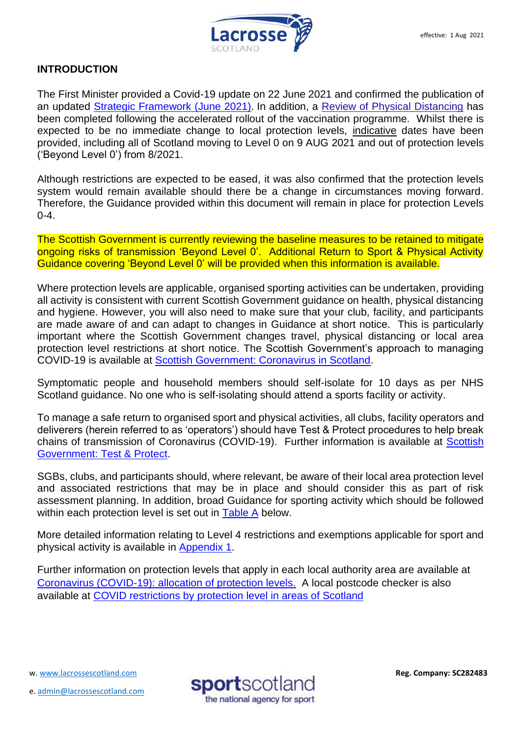## INTRODUCTION

The First Minister provided a Covid-19 update on 22 June 2021 and confirmed the publication of an updated Strategic Framework (June 2021). In addition, a Review of Physical Distancing has been completed following the accelerated rollout of the vaccination programme. Whilst there is expected to be no immediate change to local protection levels, indicative dates have been provided, including all of Scotland moving to Level 0 on 9 AUG 2021 and out of protection levels ('Beyond Level 0') from 8/2021.

Although restrictions are expected to be eased, it was also confirmed that the protection levels system would remain available should there be a change in circumstances moving forward. Therefore, the Guidance provided within this document will remain in place for protection Levels 0-4.

The Scottish Government is currently reviewing the baseline measures to be retained to mitigate ongoing risks of transmission 'Beyond Level 0'. Additional Return to Sport & Physical Activity Guidance covering 'Beyond Level 0' will be provided when this information is available.

Where protection levels are applicable, organised sporting activities can be undertaken, providing all activity is consistent with current Scottish Government guidance on health, physical distancing and hygiene. However, you will also need to make sure that your club, facility, and participants are made aware of and can adapt to changes in Guidance at short notice. This is particularly important where the Scottish Government changes travel, physical distancing or local area protection level restrictions at short notice. The Scottish Government's approach to managing COVID-19 is available at Scottish Government: Coronavirus in Scotland.

Symptomatic people and household members should self-isolate for 10 days as per NHS Scotland guidance. No one who is self-isolating should attend a sports facility or activity.

To manage a safe return to organised sport and physical activities, all clubs, facility operators and deliverers (herein referred to as 'operators') should have Test & Protect procedures to help break chains of transmission of Coronavirus (COVID-19). Further information is available at Scottish Government: Test & Protect.

SGBs, clubs, and participants should, where relevant, be aware of their local area protection level and associated restrictions that may be in place and should consider this as part of risk assessment planning. In addition, broad Guidance for sporting activity which should be followed within each protection level is set out in Table A below.

More detailed information relating to Level 4 restrictions and exemptions applicable for sport and physical activity is available in Appendix 1.

Further information on protection levels that apply in each local authority area are available at Coronavirus (COVID-19): allocation of protection levels. A local postcode checker is also available at COVID restrictions by protection level in areas of Scotland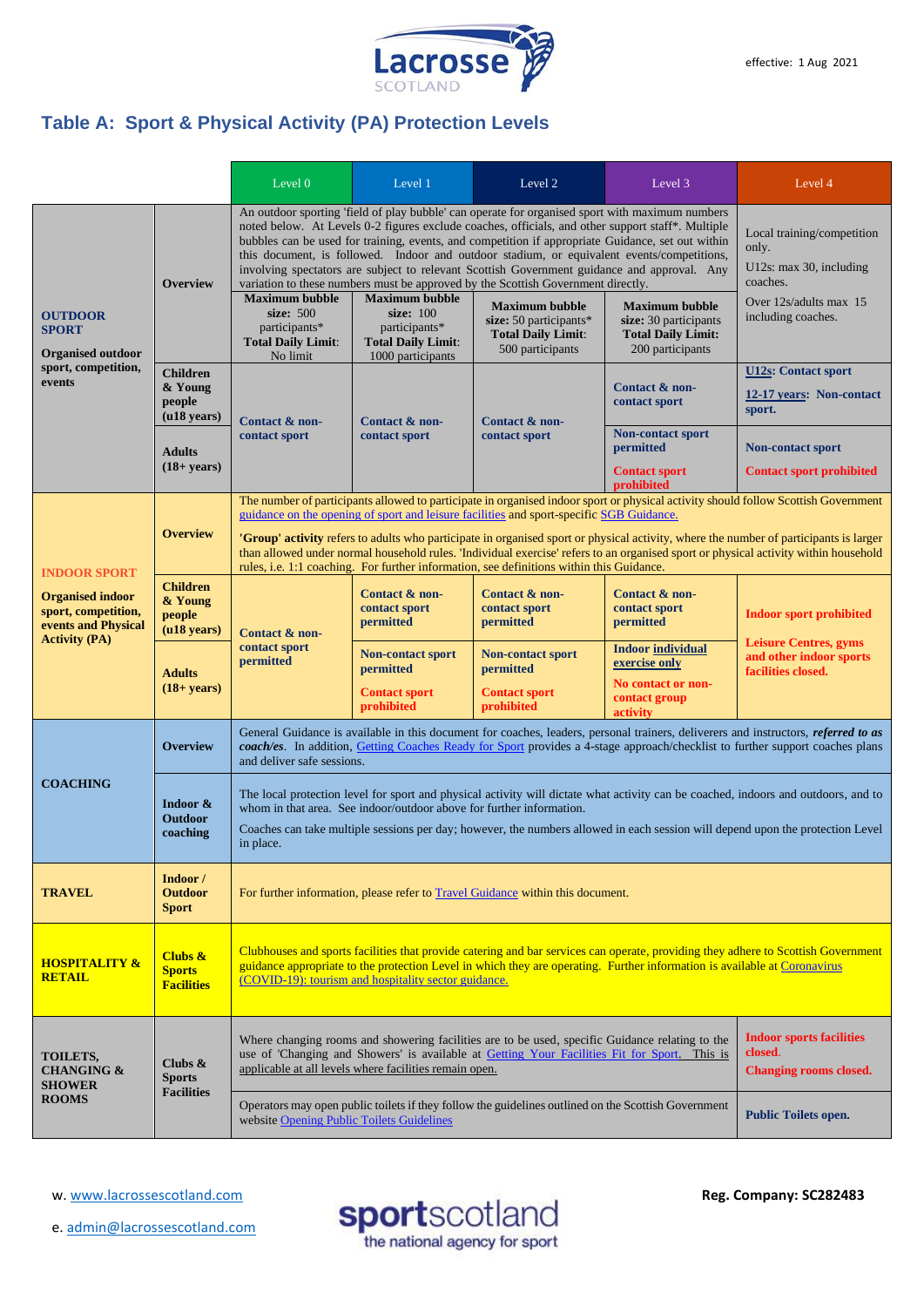effective: 1 Aug 2021

## Table A: Sport & Physical Activity (PA) Protection Levels

| | | Level 0 | Level 1 | Level 2 | Level 3 | Level 4 |
|---|---|---|---|---|---|---|
| **OUTDOOR SPORT** **Organised outdoor sport, competition, events** | **Overview** | An outdoor sporting 'field of play bubble' can operate for organised sport with maximum numbers noted below. At Levels 0-2 figures exclude coaches, officials, and other support staff*. Multiple bubbles can be used for training, events, and competition if appropriate Guidance, set out within this document, is followed. Indoor and outdoor stadium, or equivalent events/competitions, involving spectators are subject to relevant Scottish Government guidance and approval. Any variation to these numbers must be approved by the Scottish Government directly. | | | | Local training/competition only. U12s: max 30, including coaches. Over 12s/adults max 15 including coaches. |
| | | **Maximum bubble size:** 500 participants* **Total Daily Limit**: No limit | **Maximum bubble size:** 100 participants* **Total Daily Limit**: 1000 participants | **Maximum bubble size:** 50 participants* **Total Daily Limit**: 500 participants | **Maximum bubble size:** 30 participants **Total Daily Limit:** 200 participants | |
| | **Children & Young people (u18 years)** | **Contact & non-contact sport** | **Contact & non-contact sport** | **Contact & non-contact sport** | **Contact & non-contact sport** | **U12s: Contact sport** **12-17 years: Non-contact sport.** |
| | **Adults (18+ years)** | | | | **Non-contact sport permitted** **Contact sport prohibited** | **Non-contact sport** **Contact sport prohibited** |
| **INDOOR SPORT** **Organised indoor sport, competition, events and Physical Activity (PA)** | **Overview** | The number of participants allowed to participate in organised indoor sport or physical activity should follow Scottish Government guidance on the opening of sport and leisure facilities and sport-specific SGB Guidance. **'Group' activity** refers to adults who participate in organised sport or physical activity, where the number of participants is larger than allowed under normal household rules. 'Individual exercise' refers to an organised sport or physical activity within household rules, i.e. 1:1 coaching. For further information, see definitions within this Guidance. | | | | |
| | **Children & Young people (u18 years)** | **Contact & non-contact sport permitted** | **Contact & non-contact sport permitted** | **Contact & non-contact sport permitted** | **Contact & non-contact sport permitted** | **Indoor sport prohibited** **Leisure Centres, gyms and other indoor sports facilities closed.** |
| | **Adults (18+ years)** | | **Non-contact sport permitted** **Contact sport prohibited** | **Non-contact sport permitted** **Contact sport prohibited** | **Indoor individual exercise only** **No contact or non-contact group activity** | |
| **COACHING** | **Overview** | General Guidance is available in this document for coaches, leaders, personal trainers, deliverers and instructors, ***referred to as coach/es***. In addition, Getting Coaches Ready for Sport provides a 4-stage approach/checklist to further support coaches plans and deliver safe sessions. | | | | |
| | **Indoor & Outdoor coaching** | The local protection level for sport and physical activity will dictate what activity can be coached, indoors and outdoors, and to whom in that area. See indoor/outdoor above for further information. Coaches can take multiple sessions per day; however, the numbers allowed in each session will depend upon the protection Level in place. | | | | |
| **TRAVEL** | **Indoor / Outdoor Sport** | For further information, please refer to Travel Guidance within this document. | | | | |
| **HOSPITALITY & RETAIL** | **Clubs & Sports Facilities** | Clubhouses and sports facilities that provide catering and bar services can operate, providing they adhere to Scottish Government guidance appropriate to the protection Level in which they are operating. Further information is available at Coronavirus (COVID-19): tourism and hospitality sector guidance. | | | | |
| **TOILETS, CHANGING & SHOWER ROOMS** | **Clubs & Sports Facilities** | Where changing rooms and showering facilities are to be used, specific Guidance relating to the use of 'Changing and Showers' is available at Getting Your Facilities Fit for Sport. This is applicable at all levels where facilities remain open. | | | | **Indoor sports facilities closed.** **Changing rooms closed.** |
| | | Operators may open public toilets if they follow the guidelines outlined on the Scottish Government website Opening Public Toilets Guidelines | | | | **Public Toilets open.** |

w. www.lacrossescotland.com

e. admin@lacrossescotland.com

**Reg. Company: SC282483**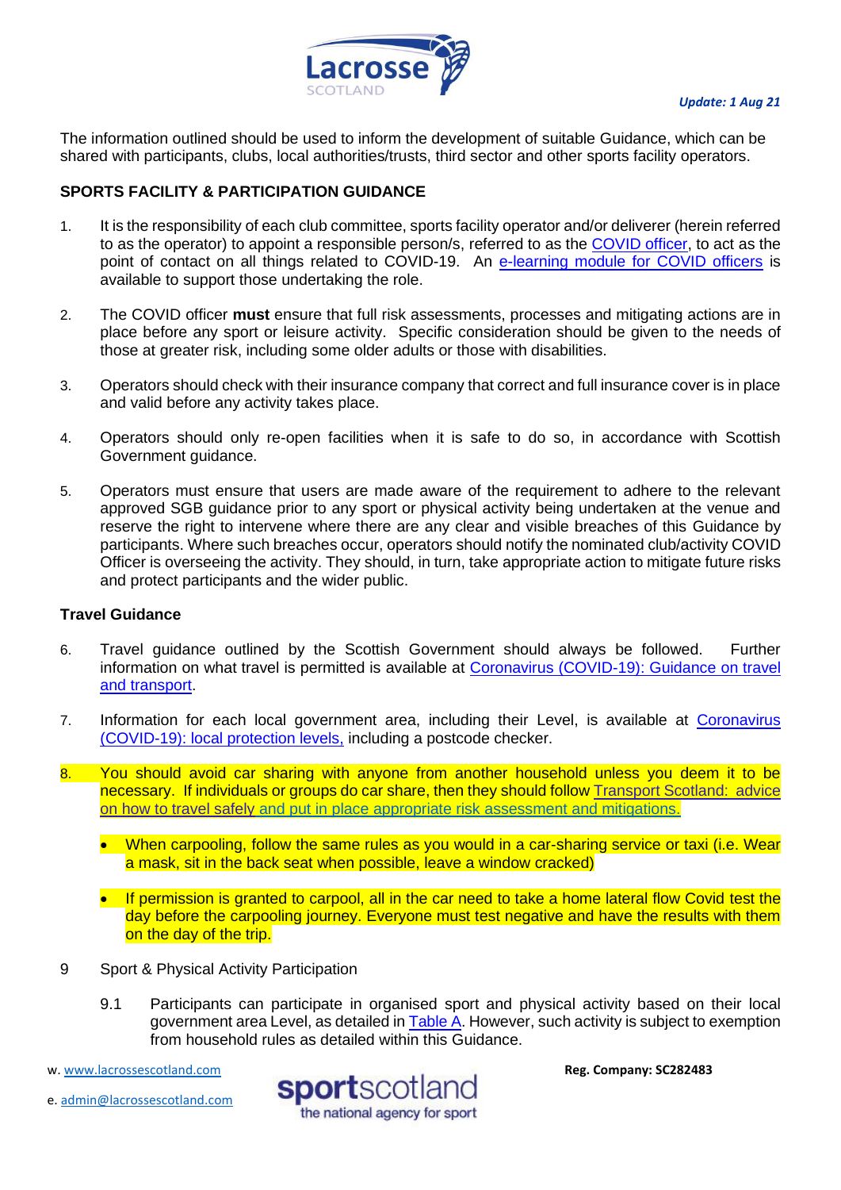*Update: 1 Aug 21*

The information outlined should be used to inform the development of suitable Guidance, which can be shared with participants, clubs, local authorities/trusts, third sector and other sports facility operators.

## SPORTS FACILITY & PARTICIPATION GUIDANCE

1. It is the responsibility of each club committee, sports facility operator and/or deliverer (herein referred to as the operator) to appoint a responsible person/s, referred to as the COVID officer, to act as the point of contact on all things related to COVID-19. An e-learning module for COVID officers is available to support those undertaking the role.

2. The COVID officer **must** ensure that full risk assessments, processes and mitigating actions are in place before any sport or leisure activity. Specific consideration should be given to the needs of those at greater risk, including some older adults or those with disabilities.

3. Operators should check with their insurance company that correct and full insurance cover is in place and valid before any activity takes place.

4. Operators should only re-open facilities when it is safe to do so, in accordance with Scottish Government guidance.

5. Operators must ensure that users are made aware of the requirement to adhere to the relevant approved SGB guidance prior to any sport or physical activity being undertaken at the venue and reserve the right to intervene where there are any clear and visible breaches of this Guidance by participants. Where such breaches occur, operators should notify the nominated club/activity COVID Officer is overseeing the activity. They should, in turn, take appropriate action to mitigate future risks and protect participants and the wider public.

### Travel Guidance

6. Travel guidance outlined by the Scottish Government should always be followed. Further information on what travel is permitted is available at Coronavirus (COVID-19): Guidance on travel and transport.

7. Information for each local government area, including their Level, is available at Coronavirus (COVID-19): local protection levels, including a postcode checker.

8. You should avoid car sharing with anyone from another household unless you deem it to be necessary. If individuals or groups do car share, then they should follow Transport Scotland: advice on how to travel safely and put in place appropriate risk assessment and mitigations.

   - When carpooling, follow the same rules as you would in a car-sharing service or taxi (i.e. Wear a mask, sit in the back seat when possible, leave a window cracked)
   - If permission is granted to carpool, all in the car need to take a home lateral flow Covid test the day before the carpooling journey. Everyone must test negative and have the results with them on the day of the trip.

9 Sport & Physical Activity Participation

   9.1 Participants can participate in organised sport and physical activity based on their local government area Level, as detailed in Table A. However, such activity is subject to exemption from household rules as detailed within this Guidance.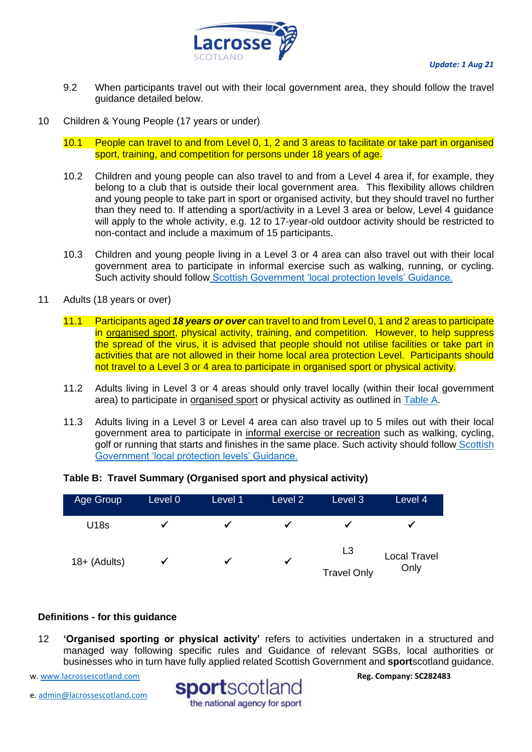9.2 When participants travel out with their local government area, they should follow the travel guidance detailed below.

10 Children & Young People (17 years or under)

10.1 People can travel to and from Level 0, 1, 2 and 3 areas to facilitate or take part in organised sport, training, and competition for persons under 18 years of age.

10.2 Children and young people can also travel to and from a Level 4 area if, for example, they belong to a club that is outside their local government area. This flexibility allows children and young people to take part in sport or organised activity, but they should travel no further than they need to. If attending a sport/activity in a Level 3 area or below, Level 4 guidance will apply to the whole activity, e.g. 12 to 17-year-old outdoor activity should be restricted to non-contact and include a maximum of 15 participants.

10.3 Children and young people living in a Level 3 or 4 area can also travel out with their local government area to participate in informal exercise such as walking, running, or cycling. Such activity should follow Scottish Government 'local protection levels' Guidance.

11 Adults (18 years or over)

11.1 Participants aged ***18 years or over*** can travel to and from Level 0, 1 and 2 areas to participate in organised sport, physical activity, training, and competition. However, to help suppress the spread of the virus, it is advised that people should not utilise facilities or take part in activities that are not allowed in their home local area protection Level. Participants should not travel to a Level 3 or 4 area to participate in organised sport or physical activity.

11.2 Adults living in Level 3 or 4 areas should only travel locally (within their local government area) to participate in organised sport or physical activity as outlined in Table A.

11.3 Adults living in a Level 3 or Level 4 area can also travel up to 5 miles out with their local government area to participate in informal exercise or recreation such as walking, cycling, golf or running that starts and finishes in the same place. Such activity should follow Scottish Government 'local protection levels' Guidance.

**Table B: Travel Summary (Organised sport and physical activity)**

| Age Group | Level 0 | Level 1 | Level 2 | Level 3 | Level 4 |
|---|---|---|---|---|---|
| U18s | ✓ | ✓ | ✓ | ✓ | ✓ |
| 18+ (Adults) | ✓ | ✓ | ✓ | L3 Travel Only | Local Travel Only |

**Definitions - for this guidance**

12 **'Organised sporting or physical activity'** refers to activities undertaken in a structured and managed way following specific rules and Guidance of relevant SGBs, local authorities or businesses who in turn have fully applied related Scottish Government and **sport**scotland guidance.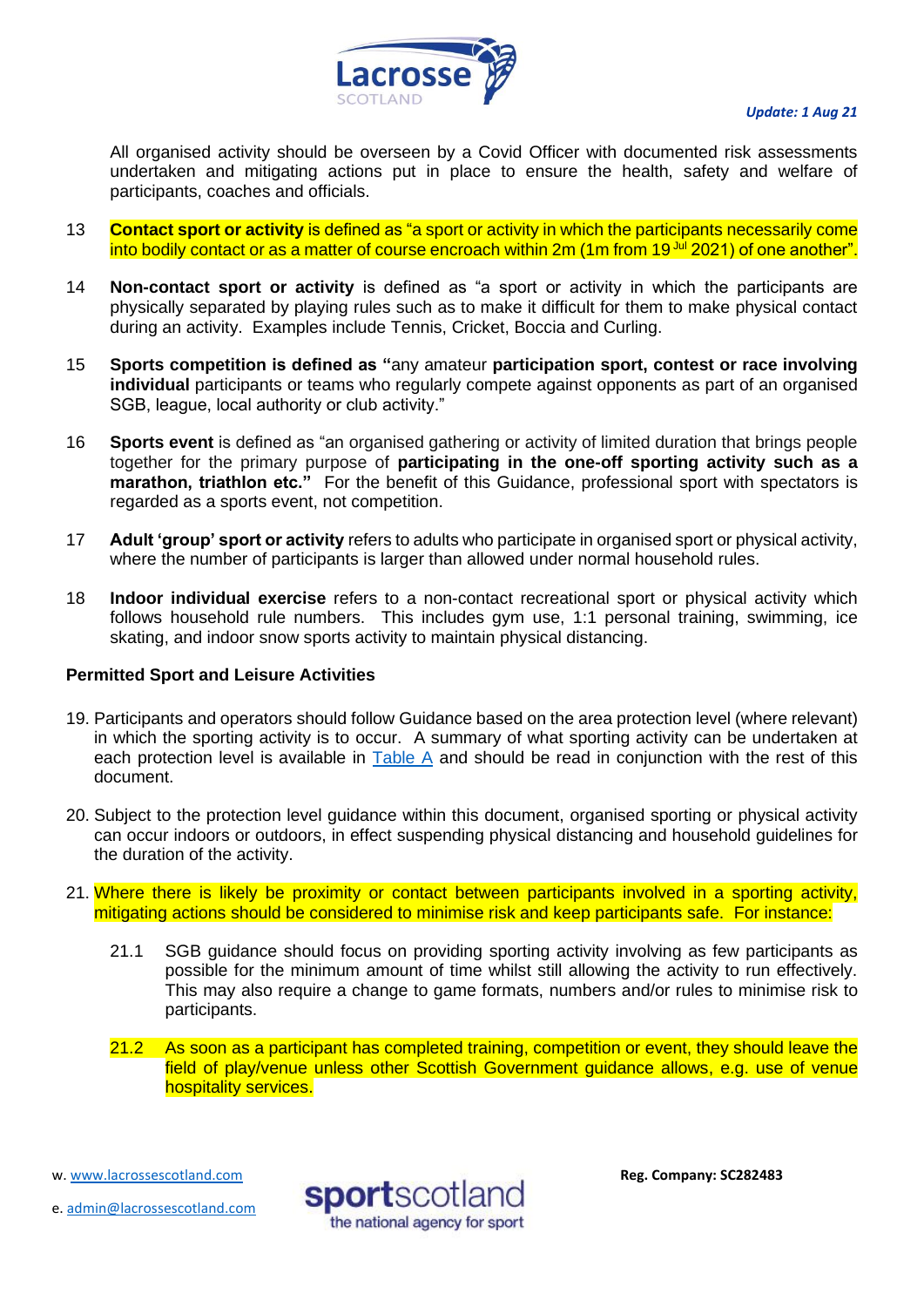All organised activity should be overseen by a Covid Officer with documented risk assessments undertaken and mitigating actions put in place to ensure the health, safety and welfare of participants, coaches and officials.

13 **Contact sport or activity** is defined as "a sport or activity in which the participants necessarily come into bodily contact or as a matter of course encroach within 2m (1m from 19 Jul 2021) of one another".

14 **Non-contact sport or activity** is defined as "a sport or activity in which the participants are physically separated by playing rules such as to make it difficult for them to make physical contact during an activity. Examples include Tennis, Cricket, Boccia and Curling.

15 **Sports competition is defined as "**any amateur **participation sport, contest or race involving individual** participants or teams who regularly compete against opponents as part of an organised SGB, league, local authority or club activity."

16 **Sports event** is defined as "an organised gathering or activity of limited duration that brings people together for the primary purpose of **participating in the one-off sporting activity such as a marathon, triathlon etc."** For the benefit of this Guidance, professional sport with spectators is regarded as a sports event, not competition.

17 **Adult 'group' sport or activity** refers to adults who participate in organised sport or physical activity, where the number of participants is larger than allowed under normal household rules.

18 **Indoor individual exercise** refers to a non-contact recreational sport or physical activity which follows household rule numbers. This includes gym use, 1:1 personal training, swimming, ice skating, and indoor snow sports activity to maintain physical distancing.

**Permitted Sport and Leisure Activities**

19. Participants and operators should follow Guidance based on the area protection level (where relevant) in which the sporting activity is to occur. A summary of what sporting activity can be undertaken at each protection level is available in Table A and should be read in conjunction with the rest of this document.

20. Subject to the protection level guidance within this document, organised sporting or physical activity can occur indoors or outdoors, in effect suspending physical distancing and household guidelines for the duration of the activity.

21. Where there is likely be proximity or contact between participants involved in a sporting activity, mitigating actions should be considered to minimise risk and keep participants safe. For instance:

    21.1 SGB guidance should focus on providing sporting activity involving as few participants as possible for the minimum amount of time whilst still allowing the activity to run effectively. This may also require a change to game formats, numbers and/or rules to minimise risk to participants.

    21.2 As soon as a participant has completed training, competition or event, they should leave the field of play/venue unless other Scottish Government guidance allows, e.g. use of venue hospitality services.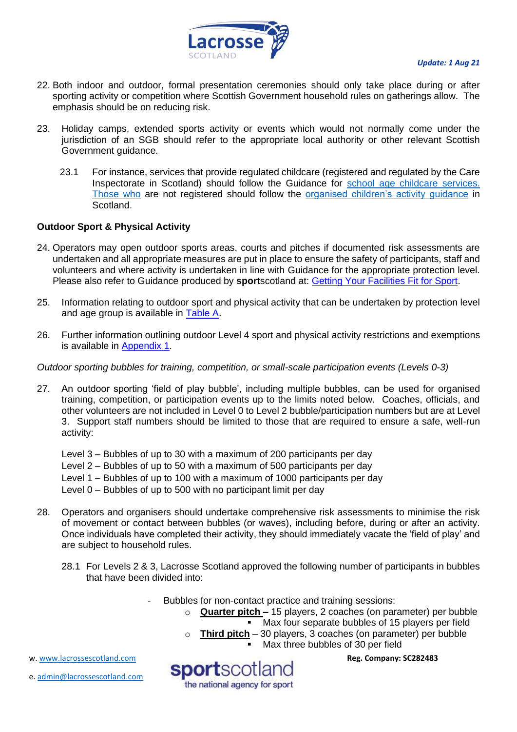22. Both indoor and outdoor, formal presentation ceremonies should only take place during or after sporting activity or competition where Scottish Government household rules on gatherings allow. The emphasis should be on reducing risk.

23. Holiday camps, extended sports activity or events which would not normally come under the jurisdiction of an SGB should refer to the appropriate local authority or other relevant Scottish Government guidance.

    23.1 For instance, services that provide regulated childcare (registered and regulated by the Care Inspectorate in Scotland) should follow the Guidance for [school age childcare services.](#) [Those who](#) are not registered should follow the [organised children's activity guidance](#) in Scotland.

**Outdoor Sport & Physical Activity**

24. Operators may open outdoor sports areas, courts and pitches if documented risk assessments are undertaken and all appropriate measures are put in place to ensure the safety of participants, staff and volunteers and where activity is undertaken in line with Guidance for the appropriate protection level. Please also refer to Guidance produced by **sport**scotland at: [Getting Your Facilities Fit for Sport](#).

25. Information relating to outdoor sport and physical activity that can be undertaken by protection level and age group is available in [Table A](#).

26. Further information outlining outdoor Level 4 sport and physical activity restrictions and exemptions is available in [Appendix 1](#).

*Outdoor sporting bubbles for training, competition, or small-scale participation events (Levels 0-3)*

27. An outdoor sporting 'field of play bubble', including multiple bubbles, can be used for organised training, competition, or participation events up to the limits noted below. Coaches, officials, and other volunteers are not included in Level 0 to Level 2 bubble/participation numbers but are at Level 3. Support staff numbers should be limited to those that are required to ensure a safe, well-run activity:

    Level 3 – Bubbles of up to 30 with a maximum of 200 participants per day
    Level 2 – Bubbles of up to 50 with a maximum of 500 participants per day
    Level 1 – Bubbles of up to 100 with a maximum of 1000 participants per day
    Level 0 – Bubbles of up to 500 with no participant limit per day

28. Operators and organisers should undertake comprehensive risk assessments to minimise the risk of movement or contact between bubbles (or waves), including before, during or after an activity. Once individuals have completed their activity, they should immediately vacate the 'field of play' and are subject to household rules.

    28.1 For Levels 2 & 3, Lacrosse Scotland approved the following number of participants in bubbles that have been divided into:

    - Bubbles for non-contact practice and training sessions:
        - **<u>Quarter pitch</u> –** 15 players, 2 coaches (on parameter) per bubble
            - Max four separate bubbles of 15 players per field
        - **<u>Third pitch</u>** – 30 players, 3 coaches (on parameter) per bubble
            - Max three bubbles of 30 per field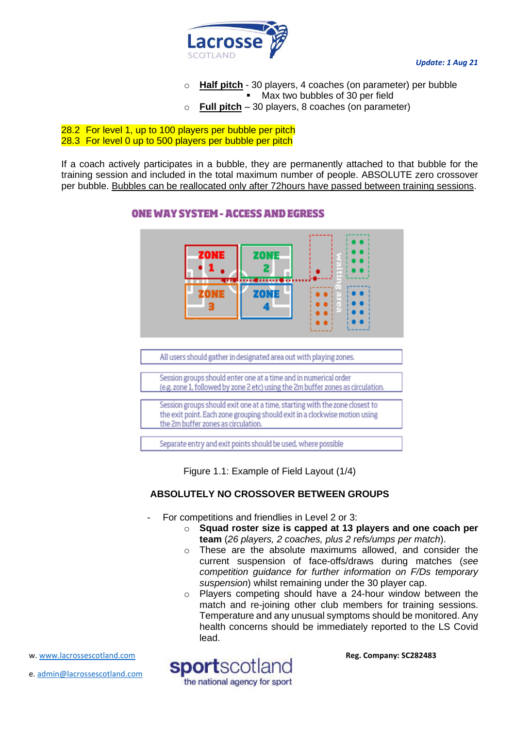- **Half pitch** - 30 players, 4 coaches (on parameter) per bubble
  - Max two bubbles of 30 per field
- **Full pitch** – 30 players, 8 coaches (on parameter)

28.2 For level 1, up to 100 players per bubble per pitch
28.3 For level 0 up to 500 players per bubble per pitch

If a coach actively participates in a bubble, they are permanently attached to that bubble for the training session and included in the total maximum number of people. ABSOLUTE zero crossover per bubble. Bubbles can be reallocated only after 72hours have passed between training sessions.

**ONE WAY SYSTEM - ACCESS AND EGRESS**

ZONE 1 | ZONE 2 | ZONE 3 | ZONE 4 | waiting area

All users should gather in designated area out with playing zones.

Session groups should enter one at a time and in numerical order (e.g. zone 1, followed by zone 2 etc) using the 2m buffer zones as circulation.

Session groups should exit one at a time, starting with the zone closest to the exit point. Each zone grouping should exit in a clockwise motion using the 2m buffer zones as circulation.

Separate entry and exit points should be used, where possible

Figure 1.1: Example of Field Layout (1/4)

**ABSOLUTELY NO CROSSOVER BETWEEN GROUPS**

- For competitions and friendlies in Level 2 or 3:
  - **Squad roster size is capped at 13 players and one coach per team** (*26 players, 2 coaches, plus 2 refs/umps per match*).
  - These are the absolute maximums allowed, and consider the current suspension of face-offs/draws during matches (*see competition guidance for further information on F/Ds temporary suspension*) whilst remaining under the 30 player cap.
  - Players competing should have a 24-hour window between the match and re-joining other club members for training sessions. Temperature and any unusual symptoms should be monitored. Any health concerns should be immediately reported to the LS Covid lead.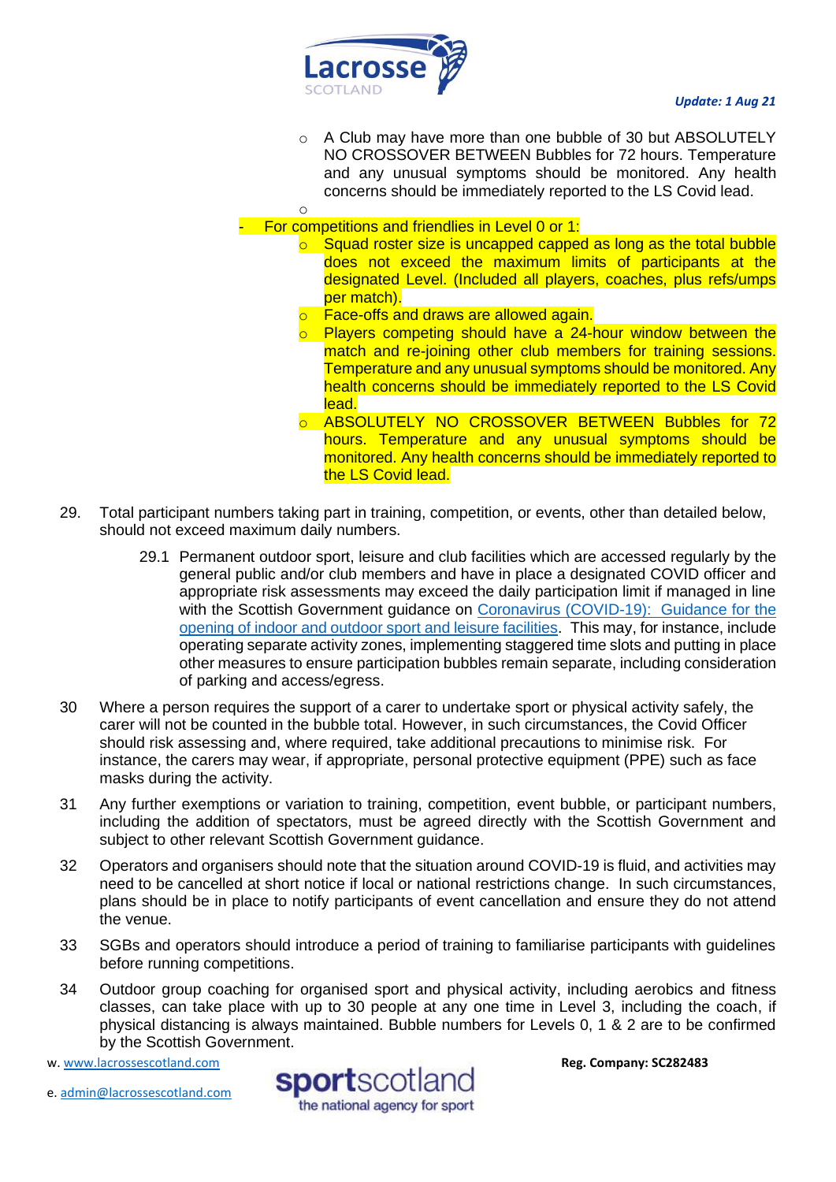- A Club may have more than one bubble of 30 but ABSOLUTELY NO CROSSOVER BETWEEN Bubbles for 72 hours. Temperature and any unusual symptoms should be monitored. Any health concerns should be immediately reported to the LS Covid lead.

- For competitions and friendlies in Level 0 or 1:
  - Squad roster size is uncapped capped as long as the total bubble does not exceed the maximum limits of participants at the designated Level. (Included all players, coaches, plus refs/umps per match).
  - Face-offs and draws are allowed again.
  - Players competing should have a 24-hour window between the match and re-joining other club members for training sessions. Temperature and any unusual symptoms should be monitored. Any health concerns should be immediately reported to the LS Covid lead.
  - ABSOLUTELY NO CROSSOVER BETWEEN Bubbles for 72 hours. Temperature and any unusual symptoms should be monitored. Any health concerns should be immediately reported to the LS Covid lead.

29. Total participant numbers taking part in training, competition, or events, other than detailed below, should not exceed maximum daily numbers.

    29.1 Permanent outdoor sport, leisure and club facilities which are accessed regularly by the general public and/or club members and have in place a designated COVID officer and appropriate risk assessments may exceed the daily participation limit if managed in line with the Scottish Government guidance on Coronavirus (COVID-19): Guidance for the opening of indoor and outdoor sport and leisure facilities. This may, for instance, include operating separate activity zones, implementing staggered time slots and putting in place other measures to ensure participation bubbles remain separate, including consideration of parking and access/egress.

30 Where a person requires the support of a carer to undertake sport or physical activity safely, the carer will not be counted in the bubble total. However, in such circumstances, the Covid Officer should risk assessing and, where required, take additional precautions to minimise risk. For instance, the carers may wear, if appropriate, personal protective equipment (PPE) such as face masks during the activity.

31 Any further exemptions or variation to training, competition, event bubble, or participant numbers, including the addition of spectators, must be agreed directly with the Scottish Government and subject to other relevant Scottish Government guidance.

32 Operators and organisers should note that the situation around COVID-19 is fluid, and activities may need to be cancelled at short notice if local or national restrictions change. In such circumstances, plans should be in place to notify participants of event cancellation and ensure they do not attend the venue.

33 SGBs and operators should introduce a period of training to familiarise participants with guidelines before running competitions.

34 Outdoor group coaching for organised sport and physical activity, including aerobics and fitness classes, can take place with up to 30 people at any one time in Level 3, including the coach, if physical distancing is always maintained. Bubble numbers for Levels 0, 1 & 2 are to be confirmed by the Scottish Government.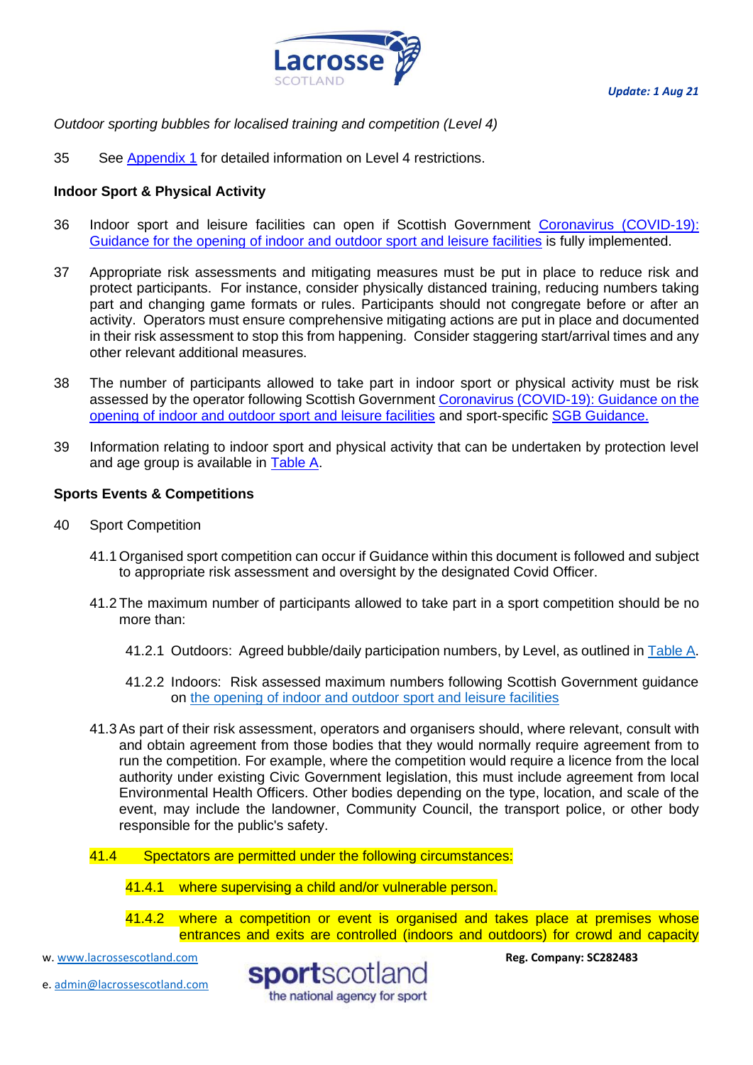*Outdoor sporting bubbles for localised training and competition (Level 4)*

35 See Appendix 1 for detailed information on Level 4 restrictions.

**Indoor Sport & Physical Activity**

36 Indoor sport and leisure facilities can open if Scottish Government Coronavirus (COVID-19): Guidance for the opening of indoor and outdoor sport and leisure facilities is fully implemented.

37 Appropriate risk assessments and mitigating measures must be put in place to reduce risk and protect participants. For instance, consider physically distanced training, reducing numbers taking part and changing game formats or rules. Participants should not congregate before or after an activity. Operators must ensure comprehensive mitigating actions are put in place and documented in their risk assessment to stop this from happening. Consider staggering start/arrival times and any other relevant additional measures.

38 The number of participants allowed to take part in indoor sport or physical activity must be risk assessed by the operator following Scottish Government Coronavirus (COVID-19): Guidance on the opening of indoor and outdoor sport and leisure facilities and sport-specific SGB Guidance.

39 Information relating to indoor sport and physical activity that can be undertaken by protection level and age group is available in Table A.

**Sports Events & Competitions**

40 Sport Competition

41.1 Organised sport competition can occur if Guidance within this document is followed and subject to appropriate risk assessment and oversight by the designated Covid Officer.

41.2 The maximum number of participants allowed to take part in a sport competition should be no more than:

41.2.1 Outdoors: Agreed bubble/daily participation numbers, by Level, as outlined in Table A.

41.2.2 Indoors: Risk assessed maximum numbers following Scottish Government guidance on the opening of indoor and outdoor sport and leisure facilities

41.3 As part of their risk assessment, operators and organisers should, where relevant, consult with and obtain agreement from those bodies that they would normally require agreement from to run the competition. For example, where the competition would require a licence from the local authority under existing Civic Government legislation, this must include agreement from local Environmental Health Officers. Other bodies depending on the type, location, and scale of the event, may include the landowner, Community Council, the transport police, or other body responsible for the public's safety.

41.4 Spectators are permitted under the following circumstances:

41.4.1 where supervising a child and/or vulnerable person.

41.4.2 where a competition or event is organised and takes place at premises whose entrances and exits are controlled (indoors and outdoors) for crowd and capacity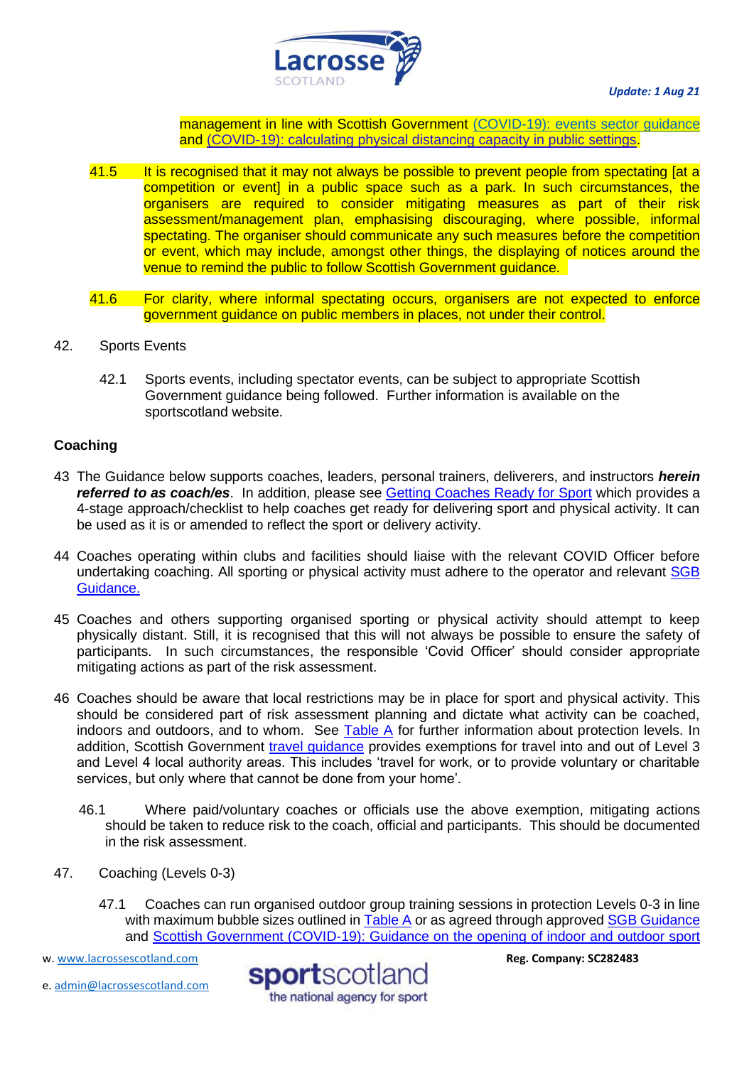management in line with Scottish Government [(COVID-19): events sector guidance](#) and [(COVID-19): calculating physical distancing capacity in public settings](#).

41.5 It is recognised that it may not always be possible to prevent people from spectating [at a competition or event] in a public space such as a park. In such circumstances, the organisers are required to consider mitigating measures as part of their risk assessment/management plan, emphasising discouraging, where possible, informal spectating. The organiser should communicate any such measures before the competition or event, which may include, amongst other things, the displaying of notices around the venue to remind the public to follow Scottish Government guidance.

41.6 For clarity, where informal spectating occurs, organisers are not expected to enforce government guidance on public members in places, not under their control.

42. Sports Events

 42.1 Sports events, including spectator events, can be subject to appropriate Scottish Government guidance being followed. Further information is available on the sportscotland website.

**Coaching**

43 The Guidance below supports coaches, leaders, personal trainers, deliverers, and instructors ***herein referred to as coach/es***. In addition, please see [Getting Coaches Ready for Sport](#) which provides a 4-stage approach/checklist to help coaches get ready for delivering sport and physical activity. It can be used as it is or amended to reflect the sport or delivery activity.

44 Coaches operating within clubs and facilities should liaise with the relevant COVID Officer before undertaking coaching. All sporting or physical activity must adhere to the operator and relevant [SGB Guidance.](#)

45 Coaches and others supporting organised sporting or physical activity should attempt to keep physically distant. Still, it is recognised that this will not always be possible to ensure the safety of participants. In such circumstances, the responsible 'Covid Officer' should consider appropriate mitigating actions as part of the risk assessment.

46 Coaches should be aware that local restrictions may be in place for sport and physical activity. This should be considered part of risk assessment planning and dictate what activity can be coached, indoors and outdoors, and to whom. See [Table A](#) for further information about protection levels. In addition, Scottish Government [travel guidance](#) provides exemptions for travel into and out of Level 3 and Level 4 local authority areas. This includes 'travel for work, or to provide voluntary or charitable services, but only where that cannot be done from your home'.

 46.1 Where paid/voluntary coaches or officials use the above exemption, mitigating actions should be taken to reduce risk to the coach, official and participants. This should be documented in the risk assessment.

47. Coaching (Levels 0-3)

 47.1 Coaches can run organised outdoor group training sessions in protection Levels 0-3 in line with maximum bubble sizes outlined in [Table A](#) or as agreed through approved [SGB Guidance](#) and [Scottish Government (COVID-19): Guidance on the opening of indoor and outdoor sport](#)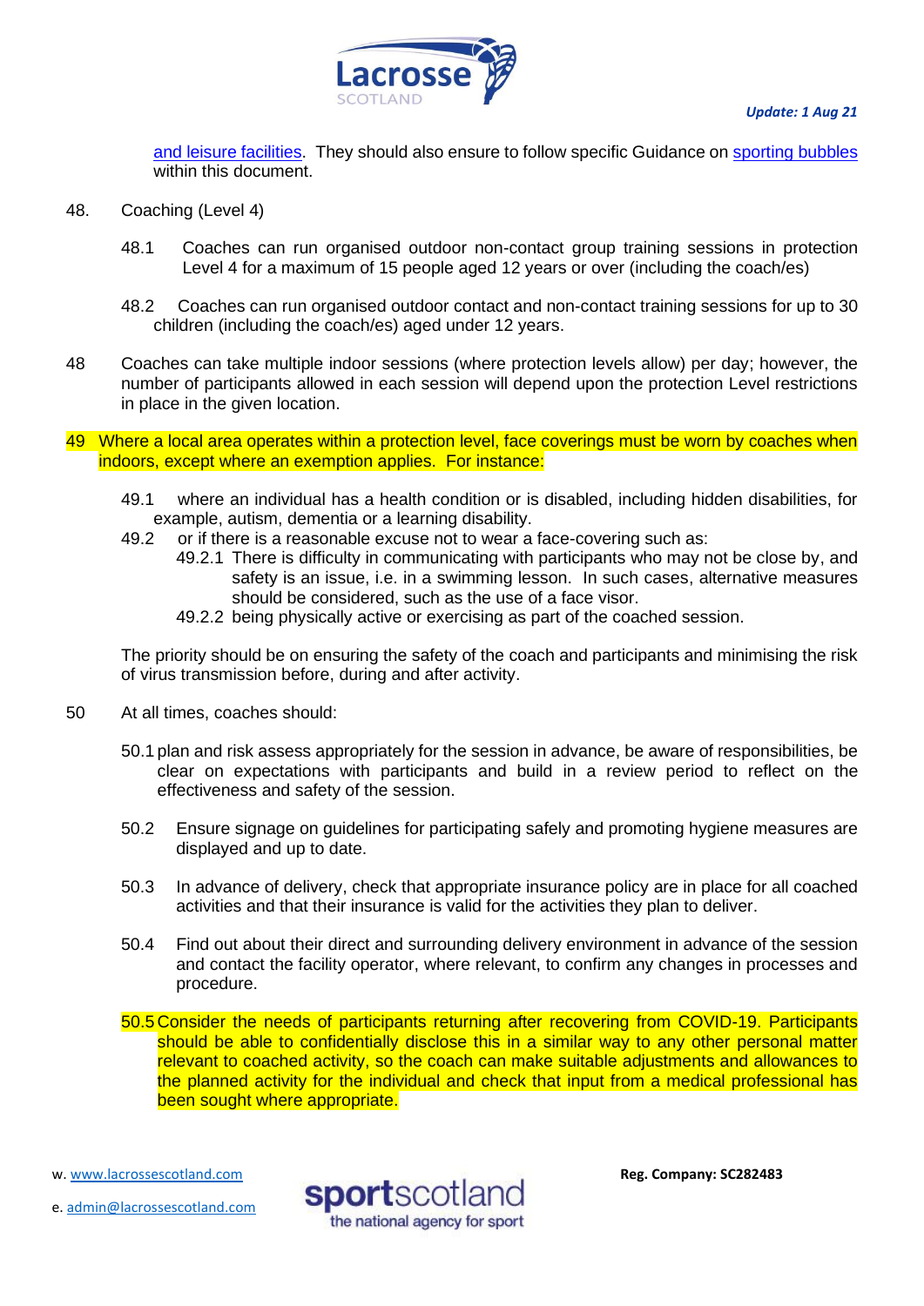and leisure facilities. They should also ensure to follow specific Guidance on sporting bubbles within this document.

48. Coaching (Level 4)

    48.1 Coaches can run organised outdoor non-contact group training sessions in protection Level 4 for a maximum of 15 people aged 12 years or over (including the coach/es)

    48.2 Coaches can run organised outdoor contact and non-contact training sessions for up to 30 children (including the coach/es) aged under 12 years.

48 Coaches can take multiple indoor sessions (where protection levels allow) per day; however, the number of participants allowed in each session will depend upon the protection Level restrictions in place in the given location.

49 Where a local area operates within a protection level, face coverings must be worn by coaches when indoors, except where an exemption applies. For instance:

    49.1 where an individual has a health condition or is disabled, including hidden disabilities, for example, autism, dementia or a learning disability.

    49.2 or if there is a reasonable excuse not to wear a face-covering such as:

        49.2.1 There is difficulty in communicating with participants who may not be close by, and safety is an issue, i.e. in a swimming lesson. In such cases, alternative measures should be considered, such as the use of a face visor.

        49.2.2 being physically active or exercising as part of the coached session.

    The priority should be on ensuring the safety of the coach and participants and minimising the risk of virus transmission before, during and after activity.

50 At all times, coaches should:

    50.1 plan and risk assess appropriately for the session in advance, be aware of responsibilities, be clear on expectations with participants and build in a review period to reflect on the effectiveness and safety of the session.

    50.2 Ensure signage on guidelines for participating safely and promoting hygiene measures are displayed and up to date.

    50.3 In advance of delivery, check that appropriate insurance policy are in place for all coached activities and that their insurance is valid for the activities they plan to deliver.

    50.4 Find out about their direct and surrounding delivery environment in advance of the session and contact the facility operator, where relevant, to confirm any changes in processes and procedure.

    50.5 Consider the needs of participants returning after recovering from COVID-19. Participants should be able to confidentially disclose this in a similar way to any other personal matter relevant to coached activity, so the coach can make suitable adjustments and allowances to the planned activity for the individual and check that input from a medical professional has been sought where appropriate.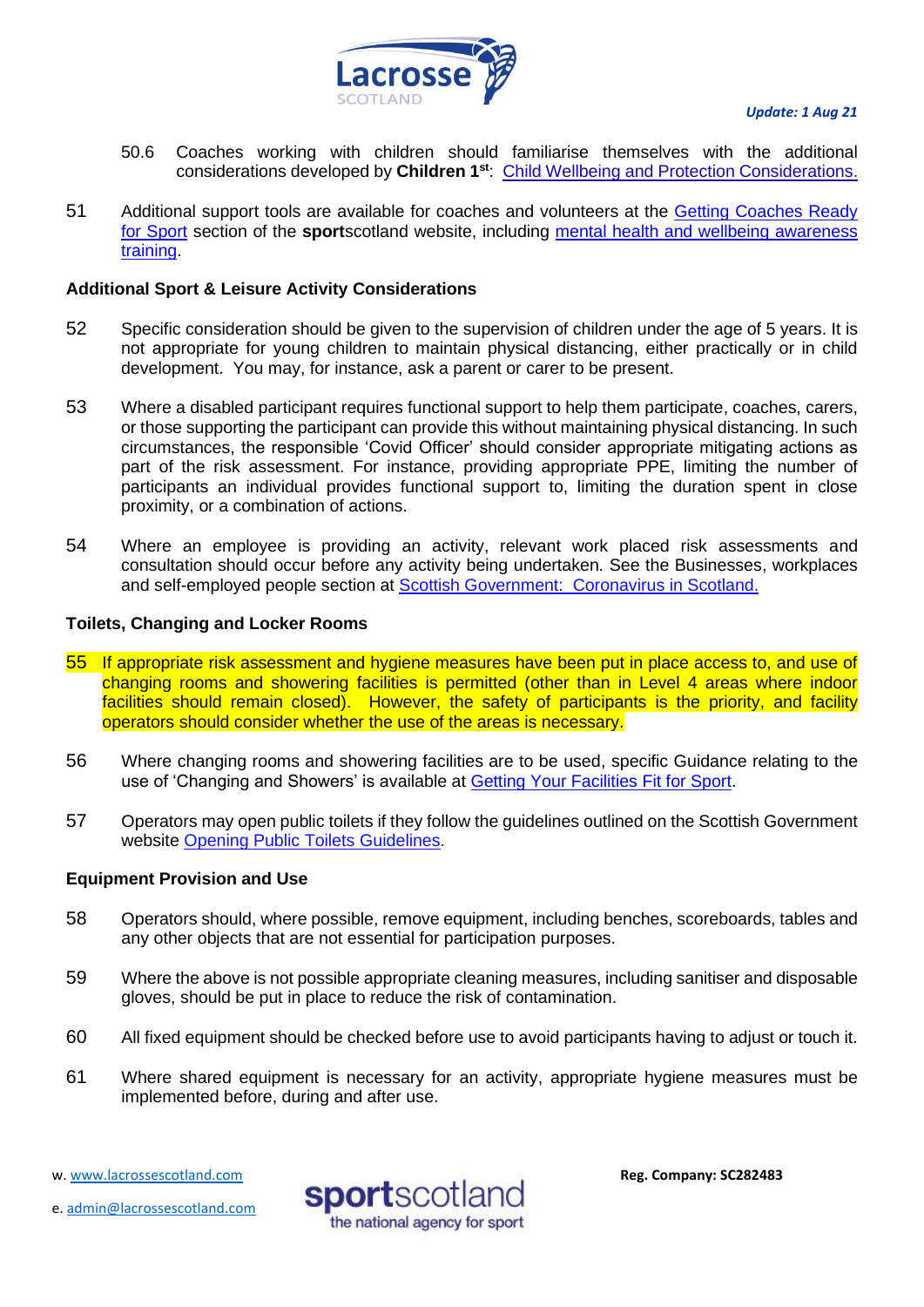50.6 Coaches working with children should familiarise themselves with the additional considerations developed by **Children 1st**: [Child Wellbeing and Protection Considerations.]

51 Additional support tools are available for coaches and volunteers at the Getting Coaches Ready for Sport section of the **sport**scotland website, including mental health and wellbeing awareness training.

**Additional Sport & Leisure Activity Considerations**

52 Specific consideration should be given to the supervision of children under the age of 5 years. It is not appropriate for young children to maintain physical distancing, either practically or in child development. You may, for instance, ask a parent or carer to be present.

53 Where a disabled participant requires functional support to help them participate, coaches, carers, or those supporting the participant can provide this without maintaining physical distancing. In such circumstances, the responsible 'Covid Officer' should consider appropriate mitigating actions as part of the risk assessment. For instance, providing appropriate PPE, limiting the number of participants an individual provides functional support to, limiting the duration spent in close proximity, or a combination of actions.

54 Where an employee is providing an activity, relevant work placed risk assessments and consultation should occur before any activity being undertaken. See the Businesses, workplaces and self-employed people section at Scottish Government: Coronavirus in Scotland.

**Toilets, Changing and Locker Rooms**

55 If appropriate risk assessment and hygiene measures have been put in place access to, and use of changing rooms and showering facilities is permitted (other than in Level 4 areas where indoor facilities should remain closed). However, the safety of participants is the priority, and facility operators should consider whether the use of the areas is necessary.

56 Where changing rooms and showering facilities are to be used, specific Guidance relating to the use of 'Changing and Showers' is available at Getting Your Facilities Fit for Sport.

57 Operators may open public toilets if they follow the guidelines outlined on the Scottish Government website Opening Public Toilets Guidelines.

**Equipment Provision and Use**

58 Operators should, where possible, remove equipment, including benches, scoreboards, tables and any other objects that are not essential for participation purposes.

59 Where the above is not possible appropriate cleaning measures, including sanitiser and disposable gloves, should be put in place to reduce the risk of contamination.

60 All fixed equipment should be checked before use to avoid participants having to adjust or touch it.

61 Where shared equipment is necessary for an activity, appropriate hygiene measures must be implemented before, during and after use.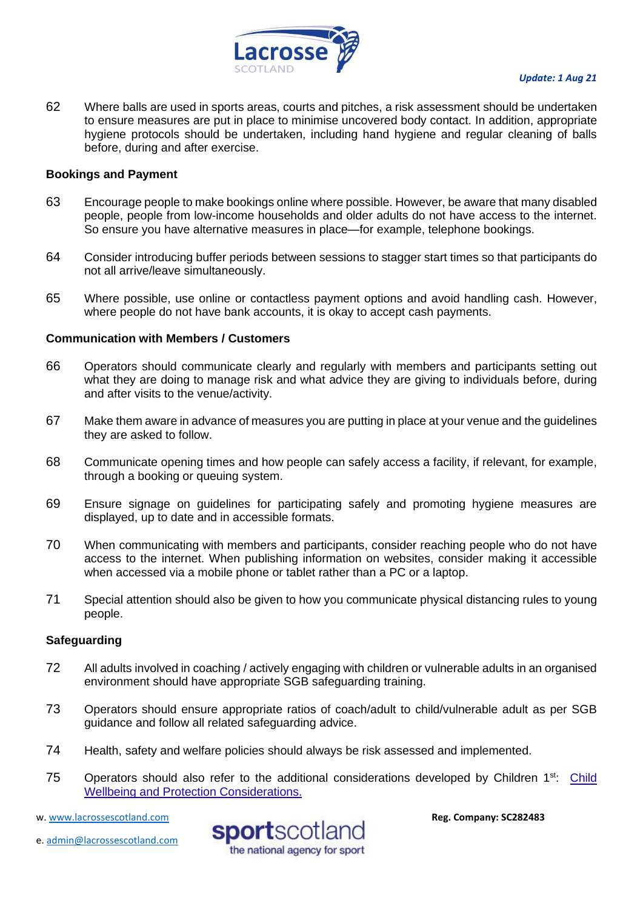62 Where balls are used in sports areas, courts and pitches, a risk assessment should be undertaken to ensure measures are put in place to minimise uncovered body contact. In addition, appropriate hygiene protocols should be undertaken, including hand hygiene and regular cleaning of balls before, during and after exercise.

**Bookings and Payment**

63 Encourage people to make bookings online where possible. However, be aware that many disabled people, people from low-income households and older adults do not have access to the internet. So ensure you have alternative measures in place—for example, telephone bookings.

64 Consider introducing buffer periods between sessions to stagger start times so that participants do not all arrive/leave simultaneously.

65 Where possible, use online or contactless payment options and avoid handling cash. However, where people do not have bank accounts, it is okay to accept cash payments.

**Communication with Members / Customers**

66 Operators should communicate clearly and regularly with members and participants setting out what they are doing to manage risk and what advice they are giving to individuals before, during and after visits to the venue/activity.

67 Make them aware in advance of measures you are putting in place at your venue and the guidelines they are asked to follow.

68 Communicate opening times and how people can safely access a facility, if relevant, for example, through a booking or queuing system.

69 Ensure signage on guidelines for participating safely and promoting hygiene measures are displayed, up to date and in accessible formats.

70 When communicating with members and participants, consider reaching people who do not have access to the internet. When publishing information on websites, consider making it accessible when accessed via a mobile phone or tablet rather than a PC or a laptop.

71 Special attention should also be given to how you communicate physical distancing rules to young people.

**Safeguarding**

72 All adults involved in coaching / actively engaging with children or vulnerable adults in an organised environment should have appropriate SGB safeguarding training.

73 Operators should ensure appropriate ratios of coach/adult to child/vulnerable adult as per SGB guidance and follow all related safeguarding advice.

74 Health, safety and welfare policies should always be risk assessed and implemented.

75 Operators should also refer to the additional considerations developed by Children 1st: Child Wellbeing and Protection Considerations.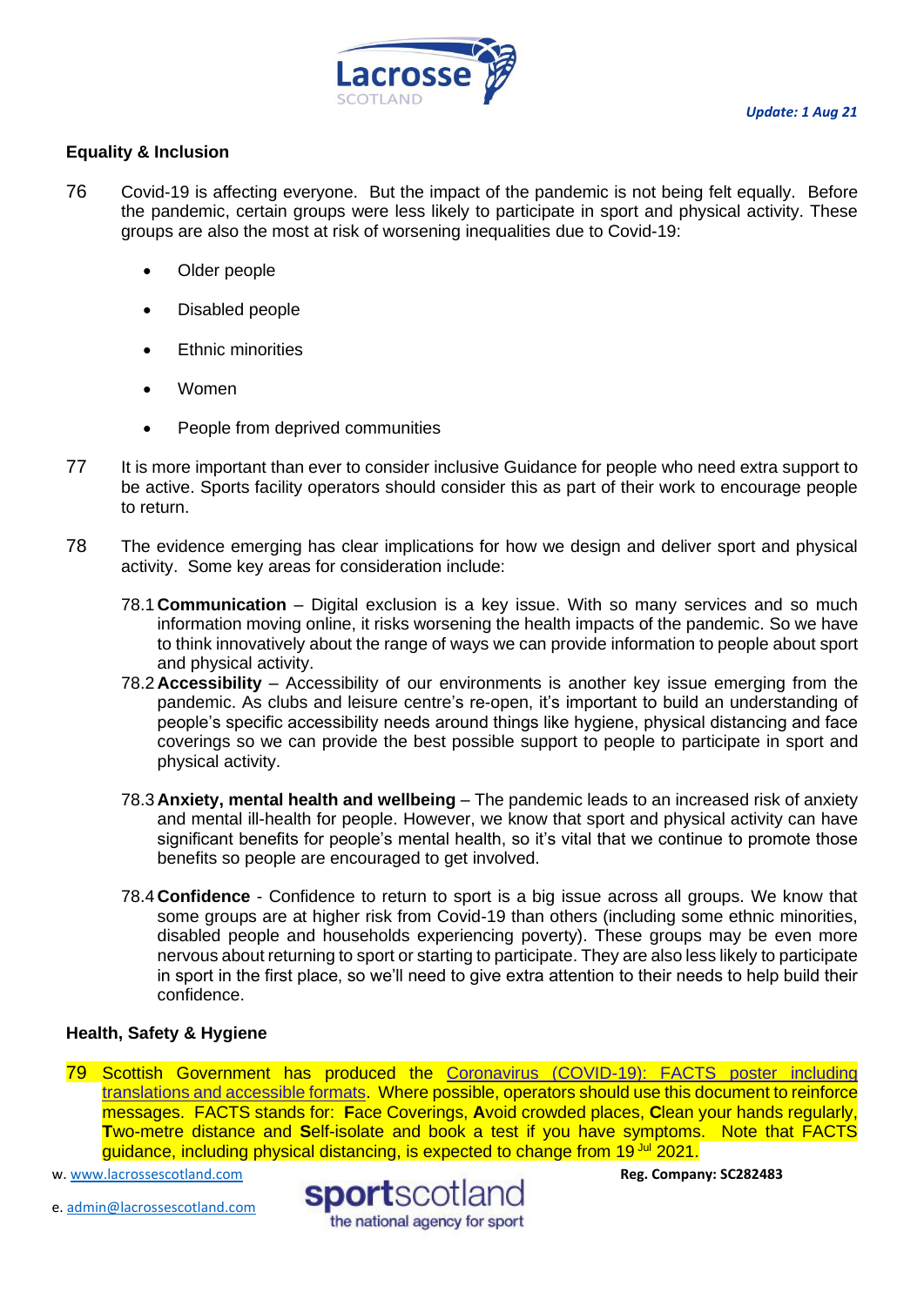## Equality & Inclusion

76 Covid-19 is affecting everyone. But the impact of the pandemic is not being felt equally. Before the pandemic, certain groups were less likely to participate in sport and physical activity. These groups are also the most at risk of worsening inequalities due to Covid-19:

- Older people
- Disabled people
- Ethnic minorities
- Women
- People from deprived communities

77 It is more important than ever to consider inclusive Guidance for people who need extra support to be active. Sports facility operators should consider this as part of their work to encourage people to return.

78 The evidence emerging has clear implications for how we design and deliver sport and physical activity. Some key areas for consideration include:

78.1 **Communication** – Digital exclusion is a key issue. With so many services and so much information moving online, it risks worsening the health impacts of the pandemic. So we have to think innovatively about the range of ways we can provide information to people about sport and physical activity.

78.2 **Accessibility** – Accessibility of our environments is another key issue emerging from the pandemic. As clubs and leisure centre's re-open, it's important to build an understanding of people's specific accessibility needs around things like hygiene, physical distancing and face coverings so we can provide the best possible support to people to participate in sport and physical activity.

78.3 **Anxiety, mental health and wellbeing** – The pandemic leads to an increased risk of anxiety and mental ill-health for people. However, we know that sport and physical activity can have significant benefits for people's mental health, so it's vital that we continue to promote those benefits so people are encouraged to get involved.

78.4 **Confidence** - Confidence to return to sport is a big issue across all groups. We know that some groups are at higher risk from Covid-19 than others (including some ethnic minorities, disabled people and households experiencing poverty). These groups may be even more nervous about returning to sport or starting to participate. They are also less likely to participate in sport in the first place, so we'll need to give extra attention to their needs to help build their confidence.

## Health, Safety & Hygiene

79 Scottish Government has produced the Coronavirus (COVID-19): FACTS poster including translations and accessible formats. Where possible, operators should use this document to reinforce messages. FACTS stands for: **F**ace Coverings, **A**void crowded places, **C**lean your hands regularly, **T**wo-metre distance and **S**elf-isolate and book a test if you have symptoms. Note that FACTS guidance, including physical distancing, is expected to change from 19 Jul 2021.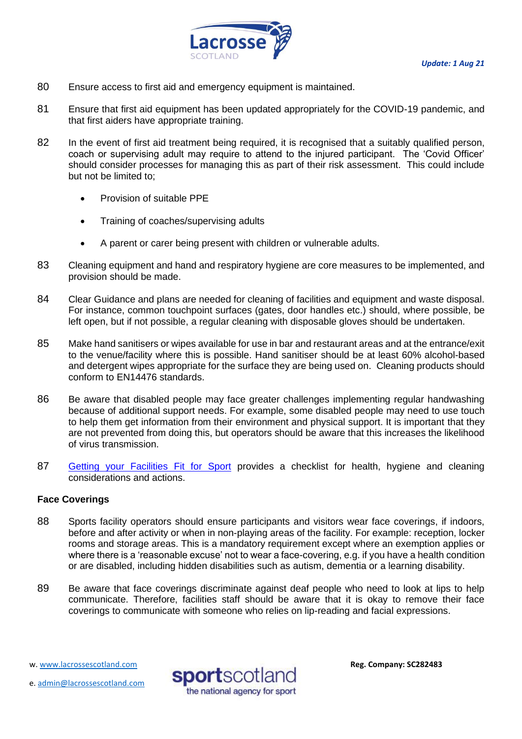80 Ensure access to first aid and emergency equipment is maintained.

81 Ensure that first aid equipment has been updated appropriately for the COVID-19 pandemic, and that first aiders have appropriate training.

82 In the event of first aid treatment being required, it is recognised that a suitably qualified person, coach or supervising adult may require to attend to the injured participant. The 'Covid Officer' should consider processes for managing this as part of their risk assessment. This could include but not be limited to;

- Provision of suitable PPE
- Training of coaches/supervising adults
- A parent or carer being present with children or vulnerable adults.

83 Cleaning equipment and hand and respiratory hygiene are core measures to be implemented, and provision should be made.

84 Clear Guidance and plans are needed for cleaning of facilities and equipment and waste disposal. For instance, common touchpoint surfaces (gates, door handles etc.) should, where possible, be left open, but if not possible, a regular cleaning with disposable gloves should be undertaken.

85 Make hand sanitisers or wipes available for use in bar and restaurant areas and at the entrance/exit to the venue/facility where this is possible. Hand sanitiser should be at least 60% alcohol-based and detergent wipes appropriate for the surface they are being used on. Cleaning products should conform to EN14476 standards.

86 Be aware that disabled people may face greater challenges implementing regular handwashing because of additional support needs. For example, some disabled people may need to use touch to help them get information from their environment and physical support. It is important that they are not prevented from doing this, but operators should be aware that this increases the likelihood of virus transmission.

87 [Getting your Facilities Fit for Sport] provides a checklist for health, hygiene and cleaning considerations and actions.

**Face Coverings**

88 Sports facility operators should ensure participants and visitors wear face coverings, if indoors, before and after activity or when in non-playing areas of the facility. For example: reception, locker rooms and storage areas. This is a mandatory requirement except where an exemption applies or where there is a 'reasonable excuse' not to wear a face-covering, e.g. if you have a health condition or are disabled, including hidden disabilities such as autism, dementia or a learning disability.

89 Be aware that face coverings discriminate against deaf people who need to look at lips to help communicate. Therefore, facilities staff should be aware that it is okay to remove their face coverings to communicate with someone who relies on lip-reading and facial expressions.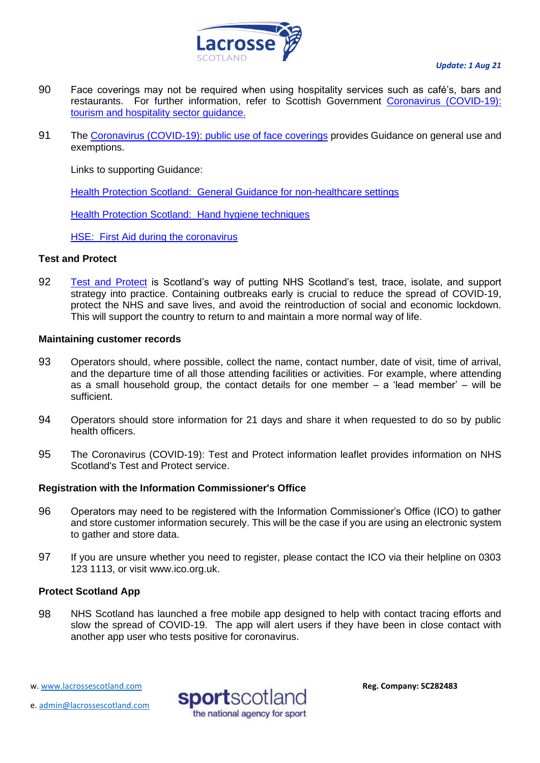90 Face coverings may not be required when using hospitality services such as café's, bars and restaurants. For further information, refer to Scottish Government [Coronavirus (COVID-19): tourism and hospitality sector guidance.]()

91 The [Coronavirus (COVID-19): public use of face coverings]() provides Guidance on general use and exemptions.

Links to supporting Guidance:

[Health Protection Scotland: General Guidance for non-healthcare settings]()

[Health Protection Scotland: Hand hygiene techniques]()

[HSE: First Aid during the coronavirus]()

**Test and Protect**

92 [Test and Protect]() is Scotland's way of putting NHS Scotland's test, trace, isolate, and support strategy into practice. Containing outbreaks early is crucial to reduce the spread of COVID-19, protect the NHS and save lives, and avoid the reintroduction of social and economic lockdown. This will support the country to return to and maintain a more normal way of life.

**Maintaining customer records**

93 Operators should, where possible, collect the name, contact number, date of visit, time of arrival, and the departure time of all those attending facilities or activities. For example, where attending as a small household group, the contact details for one member – a 'lead member' – will be sufficient.

94 Operators should store information for 21 days and share it when requested to do so by public health officers.

95 The Coronavirus (COVID-19): Test and Protect information leaflet provides information on NHS Scotland's Test and Protect service.

**Registration with the Information Commissioner's Office**

96 Operators may need to be registered with the Information Commissioner's Office (ICO) to gather and store customer information securely. This will be the case if you are using an electronic system to gather and store data.

97 If you are unsure whether you need to register, please contact the ICO via their helpline on 0303 123 1113, or visit www.ico.org.uk.

**Protect Scotland App**

98 NHS Scotland has launched a free mobile app designed to help with contact tracing efforts and slow the spread of COVID-19. The app will alert users if they have been in close contact with another app user who tests positive for coronavirus.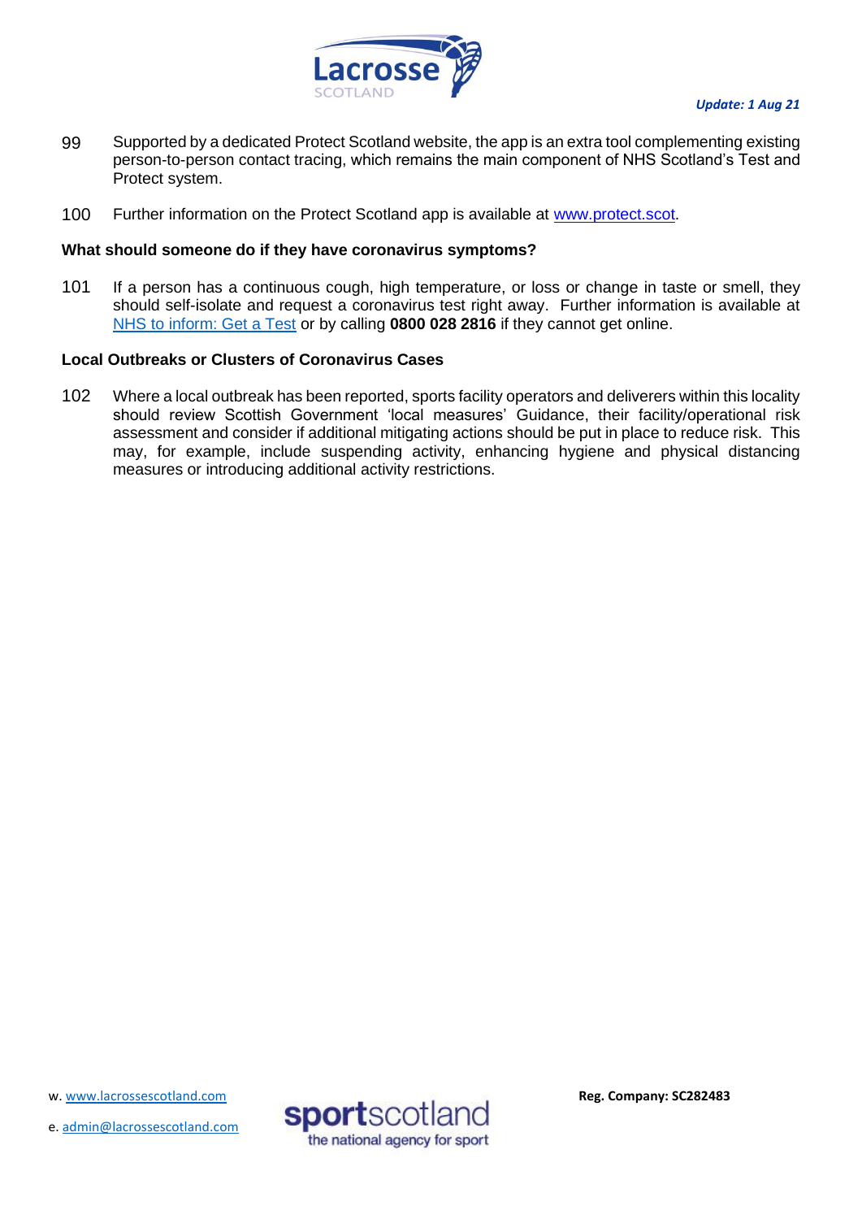99 Supported by a dedicated Protect Scotland website, the app is an extra tool complementing existing person-to-person contact tracing, which remains the main component of NHS Scotland's Test and Protect system.

100 Further information on the Protect Scotland app is available at [www.protect.scot](http://www.protect.scot).

**What should someone do if they have coronavirus symptoms?**

101 If a person has a continuous cough, high temperature, or loss or change in taste or smell, they should self-isolate and request a coronavirus test right away. Further information is available at [NHS to inform: Get a Test]() or by calling **0800 028 2816** if they cannot get online.

**Local Outbreaks or Clusters of Coronavirus Cases**

102 Where a local outbreak has been reported, sports facility operators and deliverers within this locality should review Scottish Government 'local measures' Guidance, their facility/operational risk assessment and consider if additional mitigating actions should be put in place to reduce risk. This may, for example, include suspending activity, enhancing hygiene and physical distancing measures or introducing additional activity restrictions.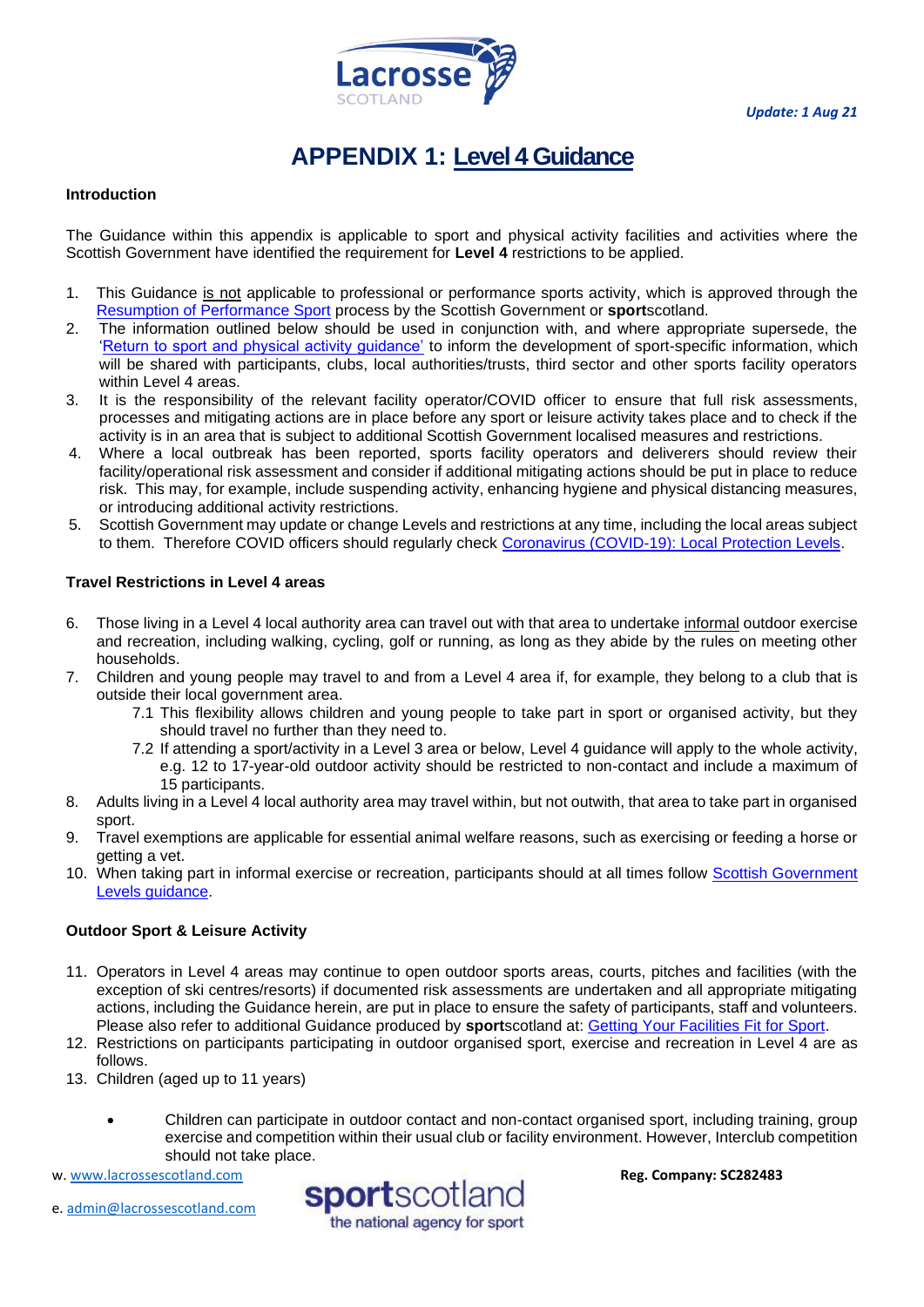*Update: 1 Aug 21*

# APPENDIX 1: Level 4 Guidance

**Introduction**

The Guidance within this appendix is applicable to sport and physical activity facilities and activities where the Scottish Government have identified the requirement for **Level 4** restrictions to be applied.

1. This Guidance is not applicable to professional or performance sports activity, which is approved through the Resumption of Performance Sport process by the Scottish Government or **sport**scotland.
2. The information outlined below should be used in conjunction with, and where appropriate supersede, the 'Return to sport and physical activity guidance' to inform the development of sport-specific information, which will be shared with participants, clubs, local authorities/trusts, third sector and other sports facility operators within Level 4 areas.
3. It is the responsibility of the relevant facility operator/COVID officer to ensure that full risk assessments, processes and mitigating actions are in place before any sport or leisure activity takes place and to check if the activity is in an area that is subject to additional Scottish Government localised measures and restrictions.
4. Where a local outbreak has been reported, sports facility operators and deliverers should review their facility/operational risk assessment and consider if additional mitigating actions should be put in place to reduce risk. This may, for example, include suspending activity, enhancing hygiene and physical distancing measures, or introducing additional activity restrictions.
5. Scottish Government may update or change Levels and restrictions at any time, including the local areas subject to them. Therefore COVID officers should regularly check Coronavirus (COVID-19): Local Protection Levels.

**Travel Restrictions in Level 4 areas**

6. Those living in a Level 4 local authority area can travel out with that area to undertake informal outdoor exercise and recreation, including walking, cycling, golf or running, as long as they abide by the rules on meeting other households.
7. Children and young people may travel to and from a Level 4 area if, for example, they belong to a club that is outside their local government area.
    - 7.1 This flexibility allows children and young people to take part in sport or organised activity, but they should travel no further than they need to.
    - 7.2 If attending a sport/activity in a Level 3 area or below, Level 4 guidance will apply to the whole activity, e.g. 12 to 17-year-old outdoor activity should be restricted to non-contact and include a maximum of 15 participants.
8. Adults living in a Level 4 local authority area may travel within, but not outwith, that area to take part in organised sport.
9. Travel exemptions are applicable for essential animal welfare reasons, such as exercising or feeding a horse or getting a vet.
10. When taking part in informal exercise or recreation, participants should at all times follow Scottish Government Levels guidance.

**Outdoor Sport & Leisure Activity**

11. Operators in Level 4 areas may continue to open outdoor sports areas, courts, pitches and facilities (with the exception of ski centres/resorts) if documented risk assessments are undertaken and all appropriate mitigating actions, including the Guidance herein, are put in place to ensure the safety of participants, staff and volunteers. Please also refer to additional Guidance produced by **sport**scotland at: Getting Your Facilities Fit for Sport.
12. Restrictions on participants participating in outdoor organised sport, exercise and recreation in Level 4 are as follows.
13. Children (aged up to 11 years)
    - Children can participate in outdoor contact and non-contact organised sport, including training, group exercise and competition within their usual club or facility environment. However, Interclub competition should not take place.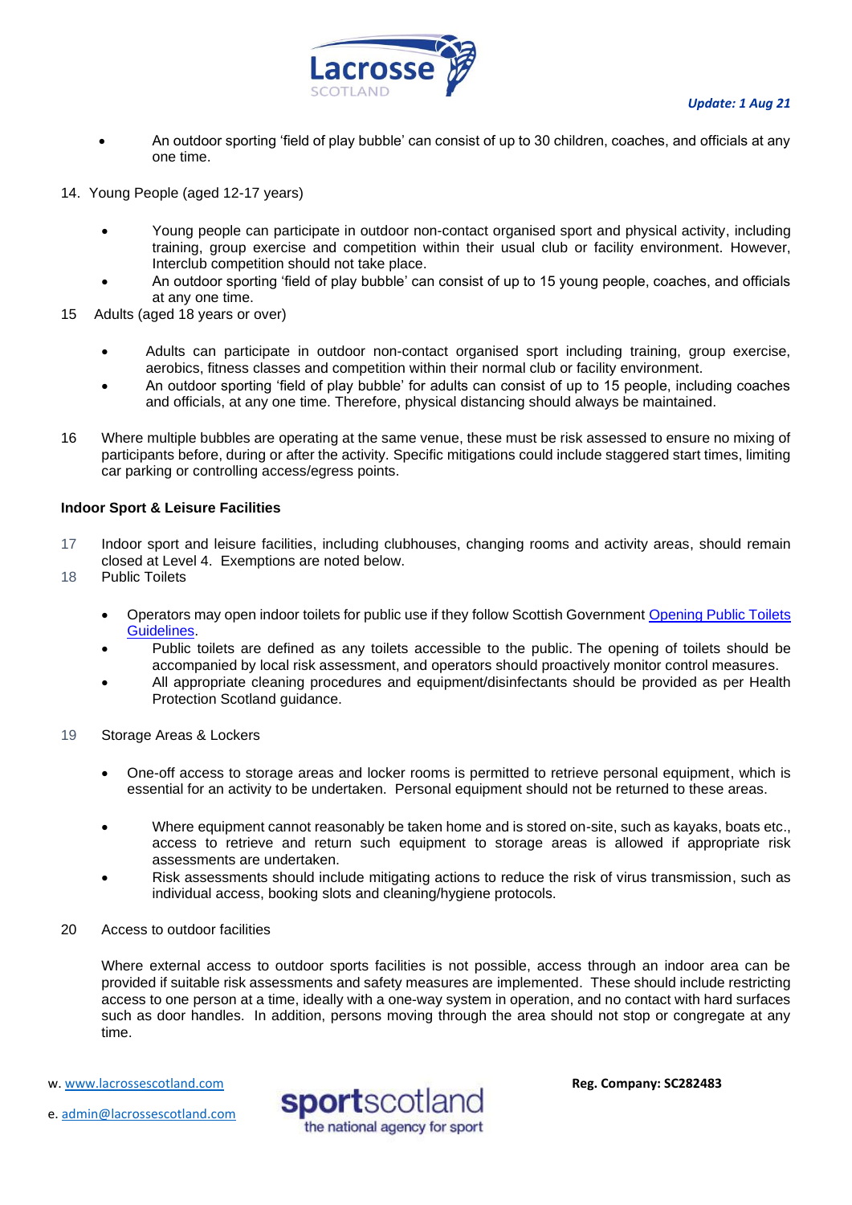- An outdoor sporting 'field of play bubble' can consist of up to 30 children, coaches, and officials at any one time.

14. Young People (aged 12-17 years)

- Young people can participate in outdoor non-contact organised sport and physical activity, including training, group exercise and competition within their usual club or facility environment. However, Interclub competition should not take place.
- An outdoor sporting 'field of play bubble' can consist of up to 15 young people, coaches, and officials at any one time.

15 Adults (aged 18 years or over)

- Adults can participate in outdoor non-contact organised sport including training, group exercise, aerobics, fitness classes and competition within their normal club or facility environment.
- An outdoor sporting 'field of play bubble' for adults can consist of up to 15 people, including coaches and officials, at any one time. Therefore, physical distancing should always be maintained.

16 Where multiple bubbles are operating at the same venue, these must be risk assessed to ensure no mixing of participants before, during or after the activity. Specific mitigations could include staggered start times, limiting car parking or controlling access/egress points.

**Indoor Sport & Leisure Facilities**

17 Indoor sport and leisure facilities, including clubhouses, changing rooms and activity areas, should remain closed at Level 4. Exemptions are noted below.

18 Public Toilets

- Operators may open indoor toilets for public use if they follow Scottish Government [Opening Public Toilets Guidelines](#).
- Public toilets are defined as any toilets accessible to the public. The opening of toilets should be accompanied by local risk assessment, and operators should proactively monitor control measures.
- All appropriate cleaning procedures and equipment/disinfectants should be provided as per Health Protection Scotland guidance.

19 Storage Areas & Lockers

- One-off access to storage areas and locker rooms is permitted to retrieve personal equipment, which is essential for an activity to be undertaken. Personal equipment should not be returned to these areas.
- Where equipment cannot reasonably be taken home and is stored on-site, such as kayaks, boats etc., access to retrieve and return such equipment to storage areas is allowed if appropriate risk assessments are undertaken.
- Risk assessments should include mitigating actions to reduce the risk of virus transmission, such as individual access, booking slots and cleaning/hygiene protocols.

20 Access to outdoor facilities

Where external access to outdoor sports facilities is not possible, access through an indoor area can be provided if suitable risk assessments and safety measures are implemented. These should include restricting access to one person at a time, ideally with a one-way system in operation, and no contact with hard surfaces such as door handles. In addition, persons moving through the area should not stop or congregate at any time.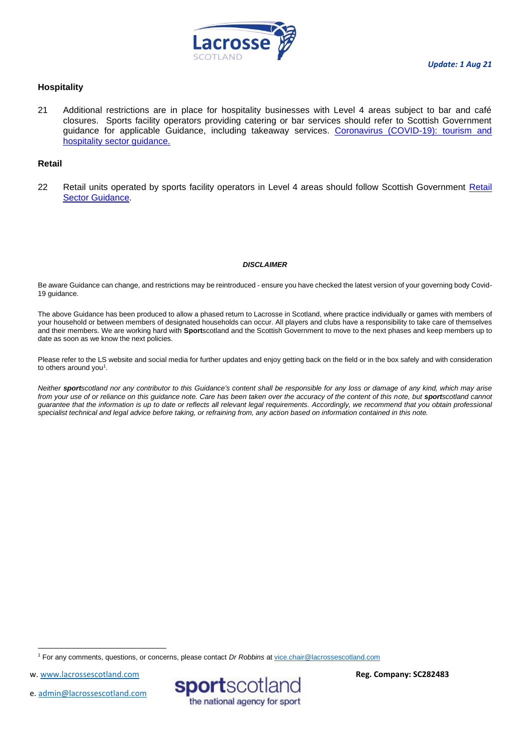## Hospitality

21 Additional restrictions are in place for hospitality businesses with Level 4 areas subject to bar and café closures. Sports facility operators providing catering or bar services should refer to Scottish Government guidance for applicable Guidance, including takeaway services. [Coronavirus (COVID-19): tourism and hospitality sector guidance.]

## Retail

22 Retail units operated by sports facility operators in Level 4 areas should follow Scottish Government [Retail Sector Guidance].

***DISCLAIMER***

Be aware Guidance can change, and restrictions may be reintroduced - ensure you have checked the latest version of your governing body Covid-19 guidance.

The above Guidance has been produced to allow a phased return to Lacrosse in Scotland, where practice individually or games with members of your household or between members of designated households can occur. All players and clubs have a responsibility to take care of themselves and their members. We are working hard with **Sport**scotland and the Scottish Government to move to the next phases and keep members up to date as soon as we know the next policies.

Please refer to the LS website and social media for further updates and enjoy getting back on the field or in the box safely and with consideration to others around you[1].

*Neither **sport**scotland nor any contributor to this Guidance's content shall be responsible for any loss or damage of any kind, which may arise from your use of or reliance on this guidance note. Care has been taken over the accuracy of the content of this note, but **sport**scotland cannot guarantee that the information is up to date or reflects all relevant legal requirements. Accordingly, we recommend that you obtain professional specialist technical and legal advice before taking, or refraining from, any action based on information contained in this note.*

[1] For any comments, questions, or concerns, please contact *Dr Robbins* at vice.chair@lacrossescotland.com